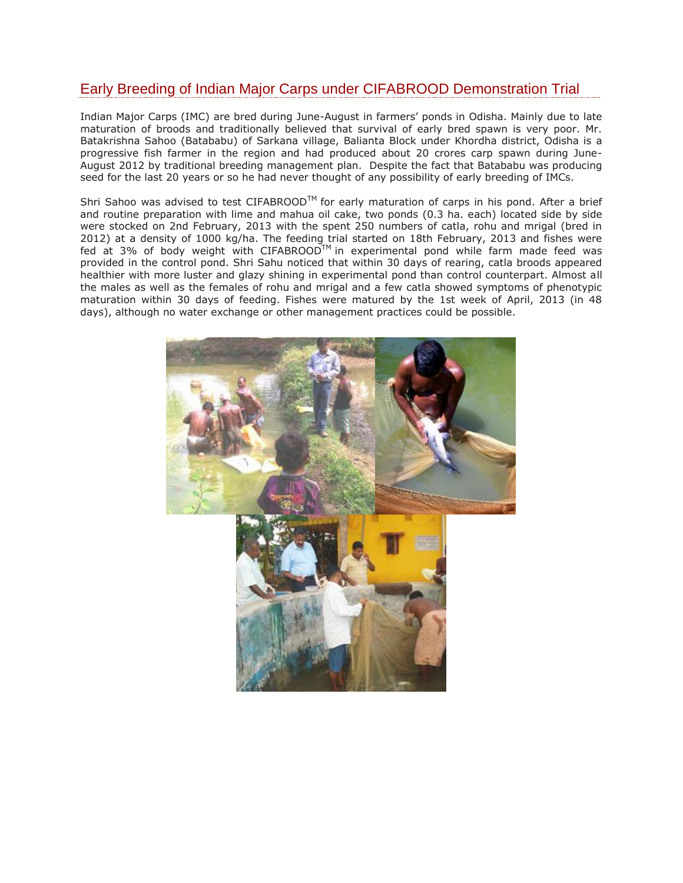## Early Breeding of Indian Major Carps under CIFABROOD Demonstration Trial

Indian Major Carps (IMC) are bred during June-August in farmers' ponds in Odisha. Mainly due to late maturation of broods and traditionally believed that survival of early bred spawn is very poor. Mr. Batakrishna Sahoo (Batababu) of Sarkana village, Balianta Block under Khordha district, Odisha is a progressive fish farmer in the region and had produced about 20 crores carp spawn during June-August 2012 by traditional breeding management plan. Despite the fact that Batababu was producing seed for the last 20 years or so he had never thought of any possibility of early breeding of IMCs.

Shri Sahoo was advised to test CIFABROOD™ for early maturation of carps in his pond. After a brief and routine preparation with lime and mahua oil cake, two ponds (0.3 ha. each) located side by side were stocked on 2nd February, 2013 with the spent 250 numbers of catla, rohu and mrigal (bred in 2012) at a density of 1000 kg/ha. The feeding trial started on 18th February, 2013 and fishes were fed at 3% of body weight with CIFABROOD™ in experimental pond while farm made feed was provided in the control pond. Shri Sahu noticed that within 30 days of rearing, catla broods appeared healthier with more luster and glazy shining in experimental pond than control counterpart. Almost all the males as well as the females of rohu and mrigal and a few catla showed symptoms of phenotypic maturation within 30 days of feeding. Fishes were matured by the 1st week of April, 2013 (in 48 days), although no water exchange or other management practices could be possible.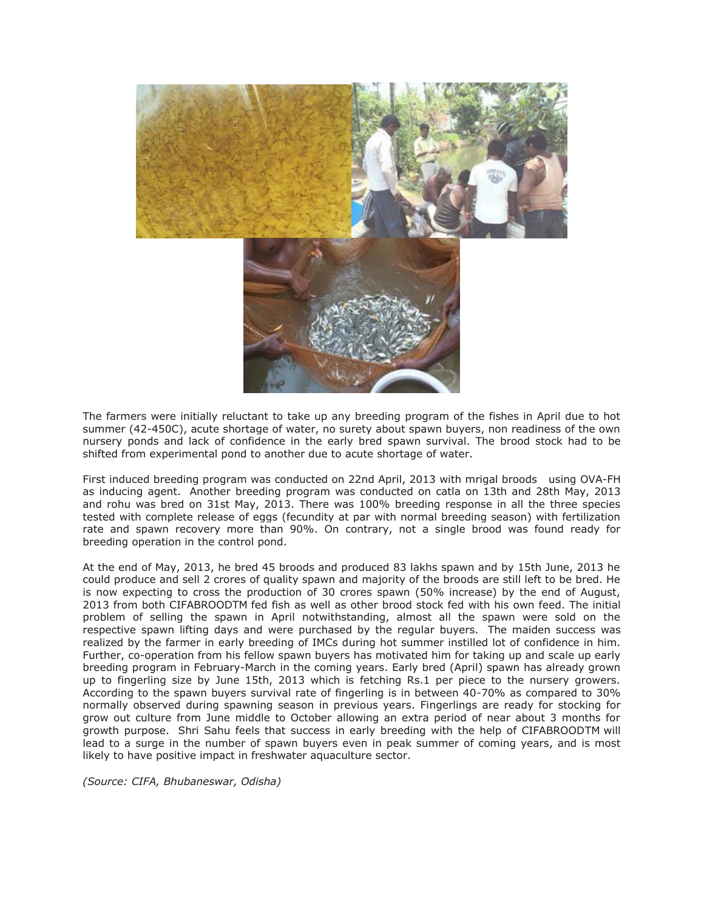The farmers were initially reluctant to take up any breeding program of the fishes in April due to hot summer (42-450C), acute shortage of water, no surety about spawn buyers, non readiness of the own nursery ponds and lack of confidence in the early bred spawn survival. The brood stock had to be shifted from experimental pond to another due to acute shortage of water.

First induced breeding program was conducted on 22nd April, 2013 with mrigal broods using OVA-FH as inducing agent. Another breeding program was conducted on catla on 13th and 28th May, 2013 and rohu was bred on 31st May, 2013. There was 100% breeding response in all the three species tested with complete release of eggs (fecundity at par with normal breeding season) with fertilization rate and spawn recovery more than 90%. On contrary, not a single brood was found ready for breeding operation in the control pond.

At the end of May, 2013, he bred 45 broods and produced 83 lakhs spawn and by 15th June, 2013 he could produce and sell 2 crores of quality spawn and majority of the broods are still left to be bred. He is now expecting to cross the production of 30 crores spawn (50% increase) by the end of August, 2013 from both CIFABROODTM fed fish as well as other brood stock fed with his own feed. The initial problem of selling the spawn in April notwithstanding, almost all the spawn were sold on the respective spawn lifting days and were purchased by the regular buyers. The maiden success was realized by the farmer in early breeding of IMCs during hot summer instilled lot of confidence in him. Further, co-operation from his fellow spawn buyers has motivated him for taking up and scale up early breeding program in February-March in the coming years. Early bred (April) spawn has already grown up to fingerling size by June 15th, 2013 which is fetching Rs.1 per piece to the nursery growers. According to the spawn buyers survival rate of fingerling is in between 40-70% as compared to 30% normally observed during spawning season in previous years. Fingerlings are ready for stocking for grow out culture from June middle to October allowing an extra period of near about 3 months for growth purpose. Shri Sahu feels that success in early breeding with the help of CIFABROODTM will lead to a surge in the number of spawn buyers even in peak summer of coming years, and is most likely to have positive impact in freshwater aquaculture sector.

*(Source: CIFA, Bhubaneswar, Odisha)*